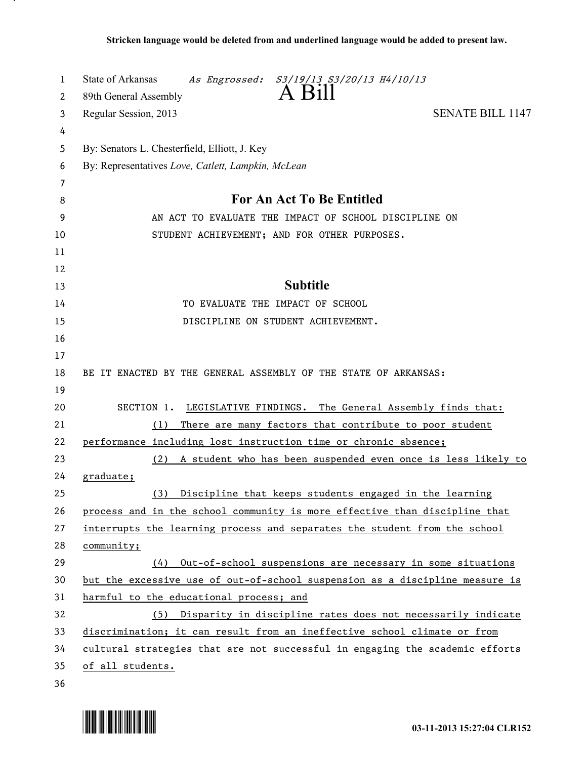Stricken language would be deleted from and underlined language would be added to present law.

State of Arkansas *As Engrossed: S3/19/13 S3/20/13 H4/10/13*
89th General Assembly
# A Bill
Regular Session, 2013 SENATE BILL 1147

By: Senators L. Chesterfield, Elliott, J. Key
By: Representatives *Love, Catlett, Lampkin, McLean*

## For An Act To Be Entitled

AN ACT TO EVALUATE THE IMPACT OF SCHOOL DISCIPLINE ON STUDENT ACHIEVEMENT; AND FOR OTHER PURPOSES.

## Subtitle

TO EVALUATE THE IMPACT OF SCHOOL DISCIPLINE ON STUDENT ACHIEVEMENT.

BE IT ENACTED BY THE GENERAL ASSEMBLY OF THE STATE OF ARKANSAS:

SECTION 1. LEGISLATIVE FINDINGS. The General Assembly finds that:

(1) There are many factors that contribute to poor student performance including lost instruction time or chronic absence;

(2) A student who has been suspended even once is less likely to graduate;

(3) Discipline that keeps students engaged in the learning process and in the school community is more effective than discipline that interrupts the learning process and separates the student from the school community;

(4) Out-of-school suspensions are necessary in some situations but the excessive use of out-of-school suspension as a discipline measure is harmful to the educational process; and

(5) Disparity in discipline rates does not necessarily indicate discrimination; it can result from an ineffective school climate or from cultural strategies that are not successful in engaging the academic efforts of all students.

03-11-2013 15:27:04 CLR152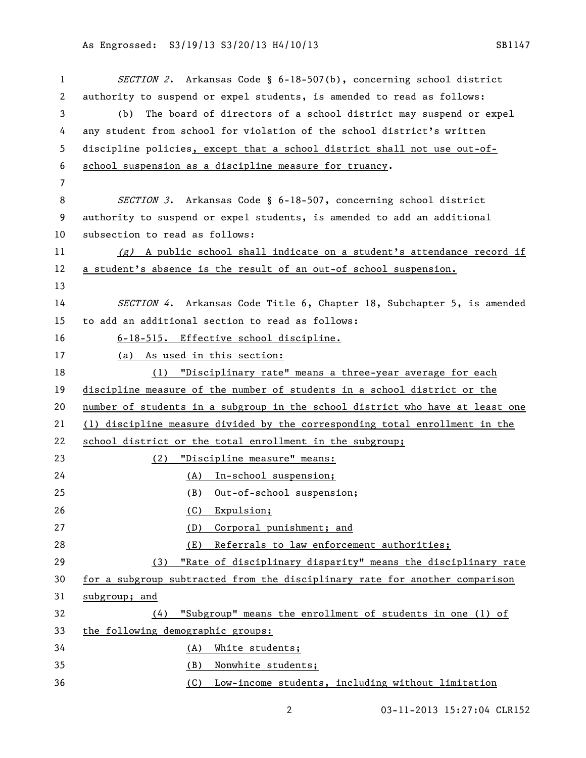*SECTION 2*. Arkansas Code § 6-18-507(b), concerning school district authority to suspend or expel students, is amended to read as follows:

(b) The board of directors of a school district may suspend or expel any student from school for violation of the school district's written discipline policies, except that a school district shall not use out-of-school suspension as a discipline measure for truancy.

*SECTION 3*. Arkansas Code § 6-18-507, concerning school district authority to suspend or expel students, is amended to add an additional subsection to read as follows:

*(g)* A public school shall indicate on a student's attendance record if a student's absence is the result of an out-of school suspension.

*SECTION 4*. Arkansas Code Title 6, Chapter 18, Subchapter 5, is amended to add an additional section to read as follows:

6-18-515. Effective school discipline.

(a) As used in this section:

(1) "Disciplinary rate" means a three-year average for each discipline measure of the number of students in a school district or the number of students in a subgroup in the school district who have at least one (1) discipline measure divided by the corresponding total enrollment in the school district or the total enrollment in the subgroup;

(2) "Discipline measure" means:

(A) In-school suspension;

(B) Out-of-school suspension;

(C) Expulsion;

(D) Corporal punishment; and

(E) Referrals to law enforcement authorities;

(3) "Rate of disciplinary disparity" means the disciplinary rate for a subgroup subtracted from the disciplinary rate for another comparison subgroup; and

(4) "Subgroup" means the enrollment of students in one (1) of the following demographic groups:

(A) White students;

(B) Nonwhite students;

(C) Low-income students, including without limitation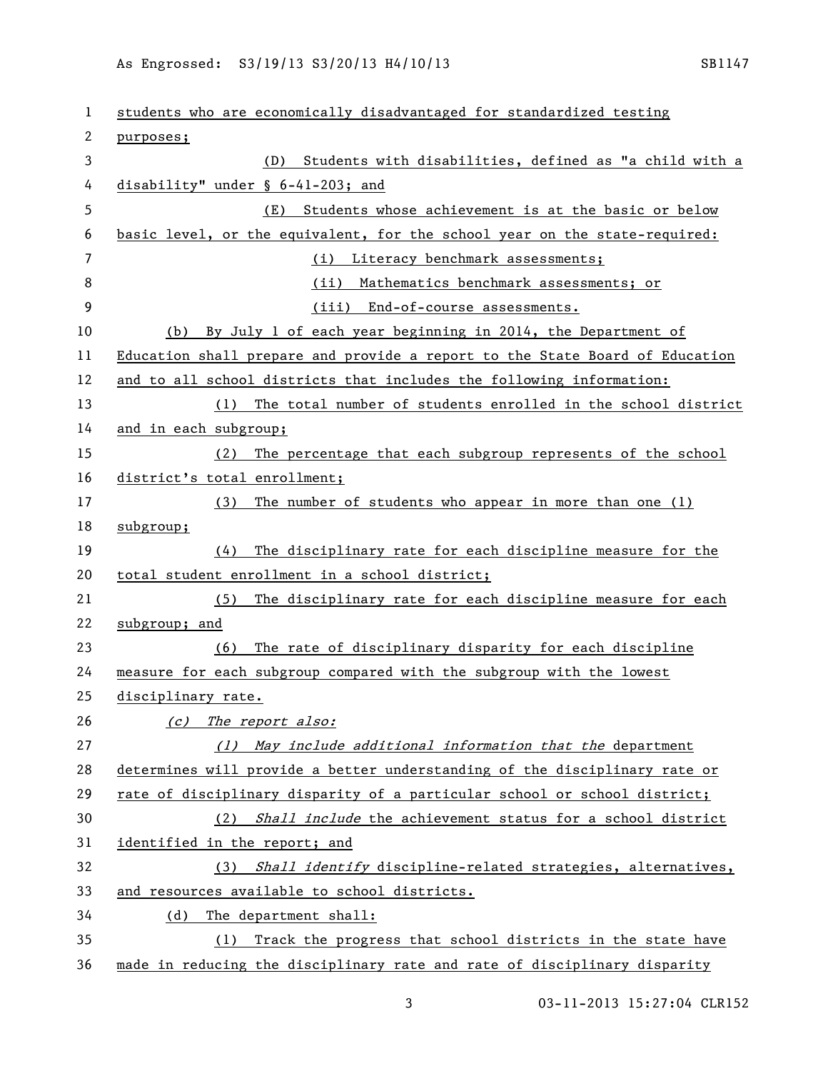students who are economically disadvantaged for standardized testing purposes;

(D) Students with disabilities, defined as "a child with a disability" under § 6-41-203; and

(E) Students whose achievement is at the basic or below basic level, or the equivalent, for the school year on the state-required:

(i) Literacy benchmark assessments;

(ii) Mathematics benchmark assessments; or

(iii) End-of-course assessments.

(b) By July 1 of each year beginning in 2014, the Department of Education shall prepare and provide a report to the State Board of Education and to all school districts that includes the following information:

(1) The total number of students enrolled in the school district and in each subgroup;

(2) The percentage that each subgroup represents of the school district's total enrollment;

(3) The number of students who appear in more than one (1) subgroup;

(4) The disciplinary rate for each discipline measure for the total student enrollment in a school district;

(5) The disciplinary rate for each discipline measure for each subgroup; and

(6) The rate of disciplinary disparity for each discipline measure for each subgroup compared with the subgroup with the lowest disciplinary rate.

*(c) The report also:*

*(1) May include additional information that the* department determines will provide a better understanding of the disciplinary rate or rate of disciplinary disparity of a particular school or school district;

(2) *Shall include* the achievement status for a school district identified in the report; and

(3) *Shall identify* discipline-related strategies, alternatives, and resources available to school districts.

(d) The department shall:

(1) Track the progress that school districts in the state have made in reducing the disciplinary rate and rate of disciplinary disparity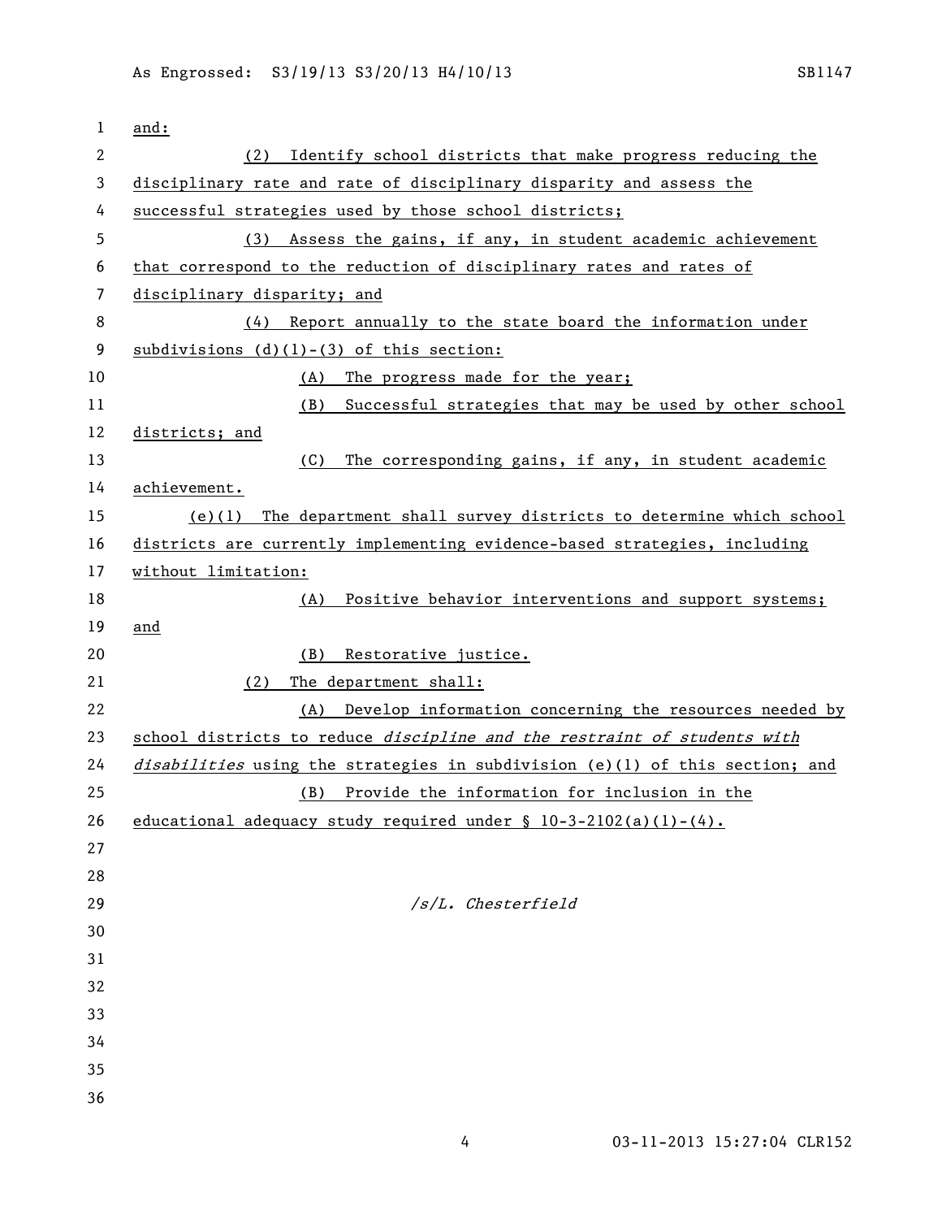and:

(2) Identify school districts that make progress reducing the disciplinary rate and rate of disciplinary disparity and assess the successful strategies used by those school districts;

(3) Assess the gains, if any, in student academic achievement that correspond to the reduction of disciplinary rates and rates of disciplinary disparity; and

(4) Report annually to the state board the information under subdivisions (d)(1)-(3) of this section:

(A) The progress made for the year;

(B) Successful strategies that may be used by other school districts; and

(C) The corresponding gains, if any, in student academic achievement.

(e)(1) The department shall survey districts to determine which school districts are currently implementing evidence-based strategies, including without limitation:

(A) Positive behavior interventions and support systems; and

(B) Restorative justice.

(2) The department shall:

(A) Develop information concerning the resources needed by school districts to reduce *discipline and the restraint of students with disabilities* using the strategies in subdivision (e)(1) of this section; and

(B) Provide the information for inclusion in the educational adequacy study required under § 10-3-2102(a)(1)-(4).

*/s/L. Chesterfield*